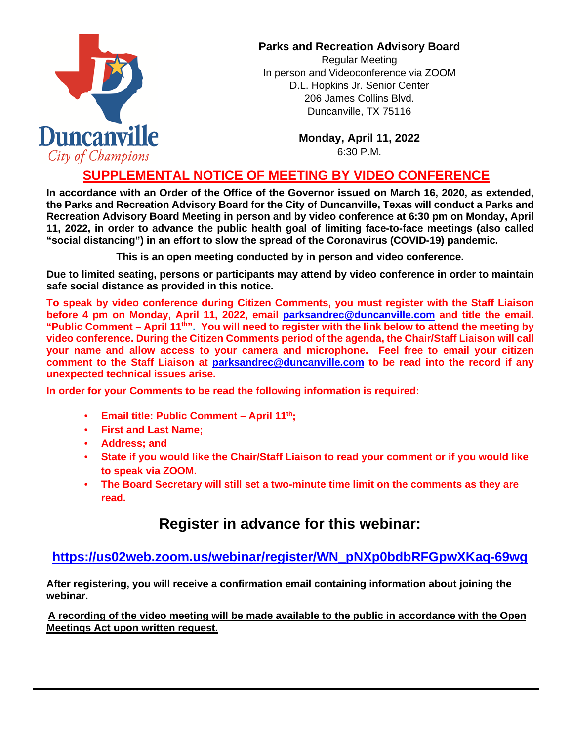Duncanville
City of Champions

**Parks and Recreation Advisory Board**
Regular Meeting
In person and Videoconference via ZOOM
D.L. Hopkins Jr. Senior Center
206 James Collins Blvd.
Duncanville, TX 75116

**Monday, April 11, 2022**
6:30 P.M.

## SUPPLEMENTAL NOTICE OF MEETING BY VIDEO CONFERENCE

**In accordance with an Order of the Office of the Governor issued on March 16, 2020, as extended, the Parks and Recreation Advisory Board for the City of Duncanville, Texas will conduct a Parks and Recreation Advisory Board Meeting in person and by video conference at 6:30 pm on Monday, April 11, 2022, in order to advance the public health goal of limiting face-to-face meetings (also called "social distancing") in an effort to slow the spread of the Coronavirus (COVID-19) pandemic.**

**This is an open meeting conducted by in person and video conference.**

**Due to limited seating, persons or participants may attend by video conference in order to maintain safe social distance as provided in this notice.**

**To speak by video conference during Citizen Comments, you must register with the Staff Liaison before 4 pm on Monday, April 11, 2022, email parksandrec@duncanville.com and title the email. "Public Comment – April 11th". You will need to register with the link below to attend the meeting by video conference. During the Citizen Comments period of the agenda, the Chair/Staff Liaison will call your name and allow access to your camera and microphone. Feel free to email your citizen comment to the Staff Liaison at parksandrec@duncanville.com to be read into the record if any unexpected technical issues arise.**

**In order for your Comments to be read the following information is required:**

- **Email title: Public Comment – April 11th;**
- **First and Last Name;**
- **Address; and**
- **State if you would like the Chair/Staff Liaison to read your comment or if you would like to speak via ZOOM.**
- **The Board Secretary will still set a two-minute time limit on the comments as they are read.**

## Register in advance for this webinar:

**https://us02web.zoom.us/webinar/register/WN_pNXp0bdbRFGpwXKaq-69wg**

**After registering, you will receive a confirmation email containing information about joining the webinar.**

**A recording of the video meeting will be made available to the public in accordance with the Open Meetings Act upon written request.**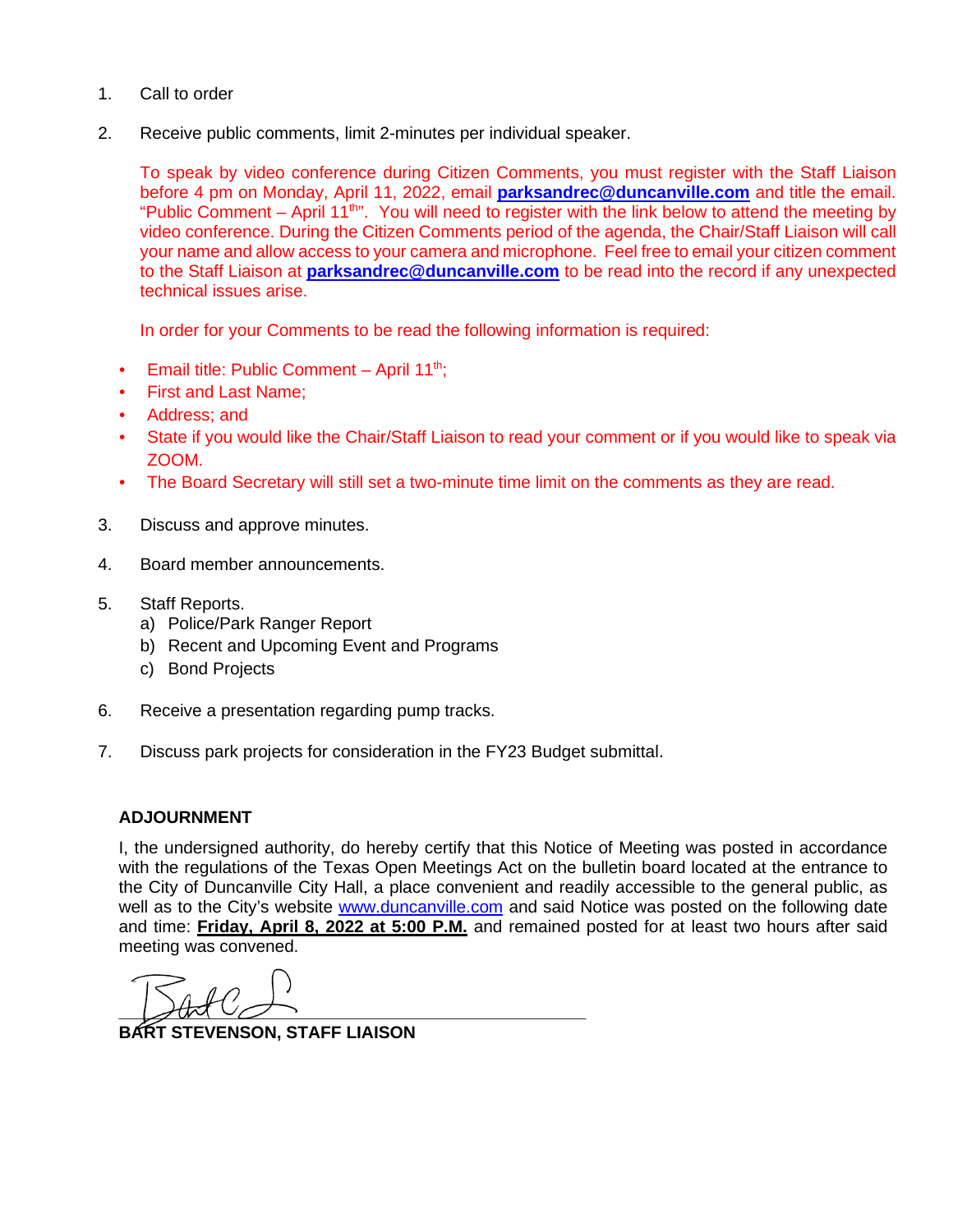1. Call to order

2. Receive public comments, limit 2-minutes per individual speaker.

   To speak by video conference during Citizen Comments, you must register with the Staff Liaison before 4 pm on Monday, April 11, 2022, email **parksandrec@duncanville.com** and title the email. "Public Comment – April 11th". You will need to register with the link below to attend the meeting by video conference. During the Citizen Comments period of the agenda, the Chair/Staff Liaison will call your name and allow access to your camera and microphone. Feel free to email your citizen comment to the Staff Liaison at **parksandrec@duncanville.com** to be read into the record if any unexpected technical issues arise.

   In order for your Comments to be read the following information is required:

   - Email title: Public Comment – April 11th;
   - First and Last Name;
   - Address; and
   - State if you would like the Chair/Staff Liaison to read your comment or if you would like to speak via ZOOM.
   - The Board Secretary will still set a two-minute time limit on the comments as they are read.

3. Discuss and approve minutes.

4. Board member announcements.

5. Staff Reports.
   a) Police/Park Ranger Report
   b) Recent and Upcoming Event and Programs
   c) Bond Projects

6. Receive a presentation regarding pump tracks.

7. Discuss park projects for consideration in the FY23 Budget submittal.

**ADJOURNMENT**

I, the undersigned authority, do hereby certify that this Notice of Meeting was posted in accordance with the regulations of the Texas Open Meetings Act on the bulletin board located at the entrance to the City of Duncanville City Hall, a place convenient and readily accessible to the general public, as well as to the City's website www.duncanville.com and said Notice was posted on the following date and time: **Friday, April 8, 2022 at 5:00 P.M.** and remained posted for at least two hours after said meeting was convened.

**BART STEVENSON, STAFF LIAISON**